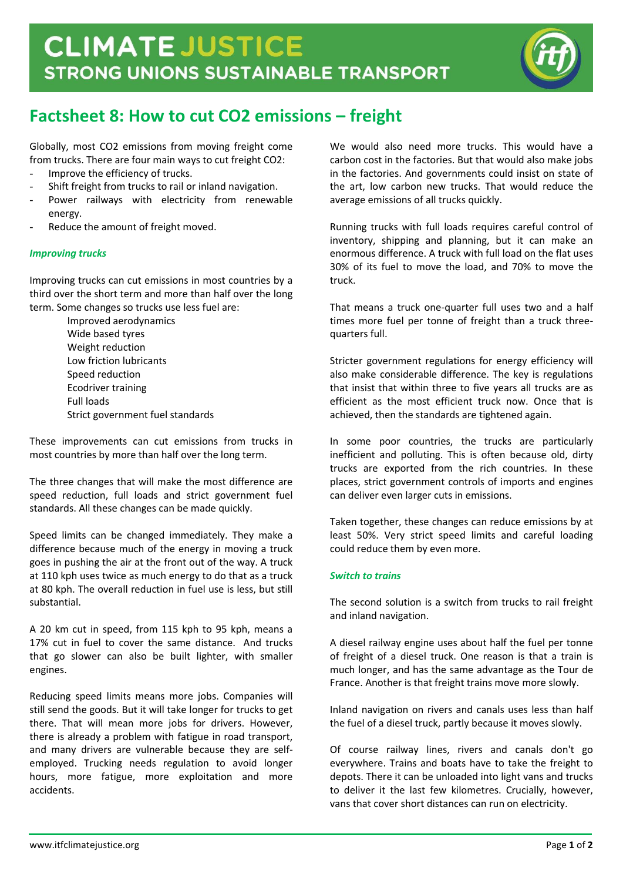# CLIMATE JUSTICE

## STRONG UNIONS SUSTAINABLE TRANSPORT

## Factsheet 8: How to cut CO2 emissions – freight

Globally, most CO2 emissions from moving freight come from trucks. There are four main ways to cut freight CO2:

- Improve the efficiency of trucks.
- Shift freight from trucks to rail or inland navigation.
- Power railways with electricity from renewable energy.
- Reduce the amount of freight moved.

### *Improving trucks*

Improving trucks can cut emissions in most countries by a third over the short term and more than half over the long term. Some changes so trucks use less fuel are:

Improved aerodynamics
Wide based tyres
Weight reduction
Low friction lubricants
Speed reduction
Ecodriver training
Full loads
Strict government fuel standards

These improvements can cut emissions from trucks in most countries by more than half over the long term.

The three changes that will make the most difference are speed reduction, full loads and strict government fuel standards. All these changes can be made quickly.

Speed limits can be changed immediately. They make a difference because much of the energy in moving a truck goes in pushing the air at the front out of the way. A truck at 110 kph uses twice as much energy to do that as a truck at 80 kph. The overall reduction in fuel use is less, but still substantial.

A 20 km cut in speed, from 115 kph to 95 kph, means a 17% cut in fuel to cover the same distance. And trucks that go slower can also be built lighter, with smaller engines.

Reducing speed limits means more jobs. Companies will still send the goods. But it will take longer for trucks to get there. That will mean more jobs for drivers. However, there is already a problem with fatigue in road transport, and many drivers are vulnerable because they are self-employed. Trucking needs regulation to avoid longer hours, more fatigue, more exploitation and more accidents.

We would also need more trucks. This would have a carbon cost in the factories. But that would also make jobs in the factories. And governments could insist on state of the art, low carbon new trucks. That would reduce the average emissions of all trucks quickly.

Running trucks with full loads requires careful control of inventory, shipping and planning, but it can make an enormous difference. A truck with full load on the flat uses 30% of its fuel to move the load, and 70% to move the truck.

That means a truck one-quarter full uses two and a half times more fuel per tonne of freight than a truck three-quarters full.

Stricter government regulations for energy efficiency will also make considerable difference. The key is regulations that insist that within three to five years all trucks are as efficient as the most efficient truck now. Once that is achieved, then the standards are tightened again.

In some poor countries, the trucks are particularly inefficient and polluting. This is often because old, dirty trucks are exported from the rich countries. In these places, strict government controls of imports and engines can deliver even larger cuts in emissions.

Taken together, these changes can reduce emissions by at least 50%. Very strict speed limits and careful loading could reduce them by even more.

### *Switch to trains*

The second solution is a switch from trucks to rail freight and inland navigation.

A diesel railway engine uses about half the fuel per tonne of freight of a diesel truck. One reason is that a train is much longer, and has the same advantage as the Tour de France. Another is that freight trains move more slowly.

Inland navigation on rivers and canals uses less than half the fuel of a diesel truck, partly because it moves slowly.

Of course railway lines, rivers and canals don't go everywhere. Trains and boats have to take the freight to depots. There it can be unloaded into light vans and trucks to deliver it the last few kilometres. Crucially, however, vans that cover short distances can run on electricity.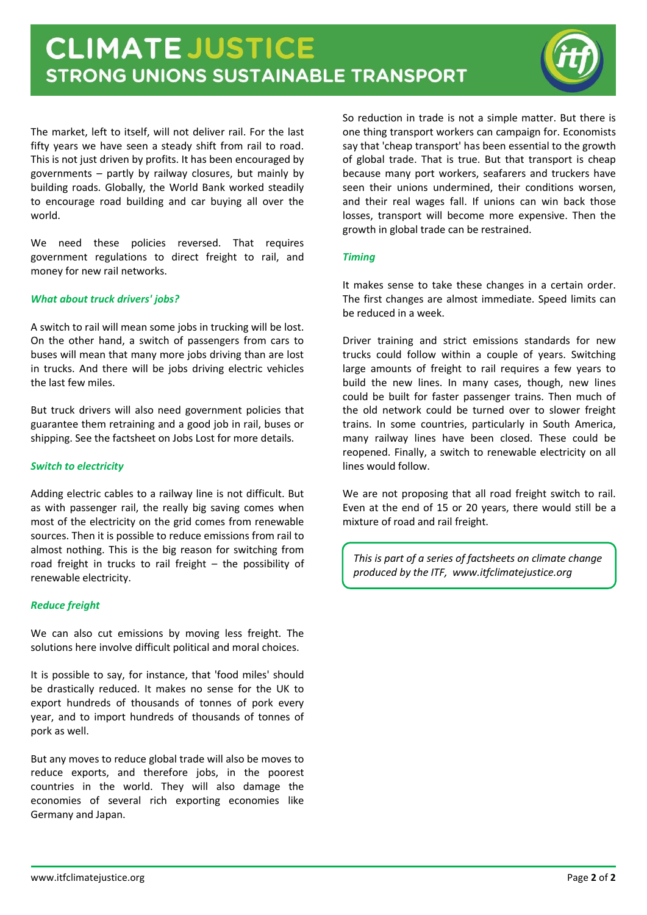# CLIMATE JUSTICE
## STRONG UNIONS SUSTAINABLE TRANSPORT

The market, left to itself, will not deliver rail. For the last fifty years we have seen a steady shift from rail to road. This is not just driven by profits. It has been encouraged by governments – partly by railway closures, but mainly by building roads. Globally, the World Bank worked steadily to encourage road building and car buying all over the world.

We need these policies reversed. That requires government regulations to direct freight to rail, and money for new rail networks.

### *What about truck drivers' jobs?*

A switch to rail will mean some jobs in trucking will be lost. On the other hand, a switch of passengers from cars to buses will mean that many more jobs driving than are lost in trucks. And there will be jobs driving electric vehicles the last few miles.

But truck drivers will also need government policies that guarantee them retraining and a good job in rail, buses or shipping. See the factsheet on Jobs Lost for more details.

### *Switch to electricity*

Adding electric cables to a railway line is not difficult. But as with passenger rail, the really big saving comes when most of the electricity on the grid comes from renewable sources. Then it is possible to reduce emissions from rail to almost nothing. This is the big reason for switching from road freight in trucks to rail freight – the possibility of renewable electricity.

### *Reduce freight*

We can also cut emissions by moving less freight. The solutions here involve difficult political and moral choices.

It is possible to say, for instance, that 'food miles' should be drastically reduced. It makes no sense for the UK to export hundreds of thousands of tonnes of pork every year, and to import hundreds of thousands of tonnes of pork as well.

But any moves to reduce global trade will also be moves to reduce exports, and therefore jobs, in the poorest countries in the world. They will also damage the economies of several rich exporting economies like Germany and Japan.

So reduction in trade is not a simple matter. But there is one thing transport workers can campaign for. Economists say that 'cheap transport' has been essential to the growth of global trade. That is true. But that transport is cheap because many port workers, seafarers and truckers have seen their unions undermined, their conditions worsen, and their real wages fall. If unions can win back those losses, transport will become more expensive. Then the growth in global trade can be restrained.

### *Timing*

It makes sense to take these changes in a certain order. The first changes are almost immediate. Speed limits can be reduced in a week.

Driver training and strict emissions standards for new trucks could follow within a couple of years. Switching large amounts of freight to rail requires a few years to build the new lines. In many cases, though, new lines could be built for faster passenger trains. Then much of the old network could be turned over to slower freight trains. In some countries, particularly in South America, many railway lines have been closed. These could be reopened. Finally, a switch to renewable electricity on all lines would follow.

We are not proposing that all road freight switch to rail. Even at the end of 15 or 20 years, there would still be a mixture of road and rail freight.

*This is part of a series of factsheets on climate change produced by the ITF, www.itfclimatejustice.org*